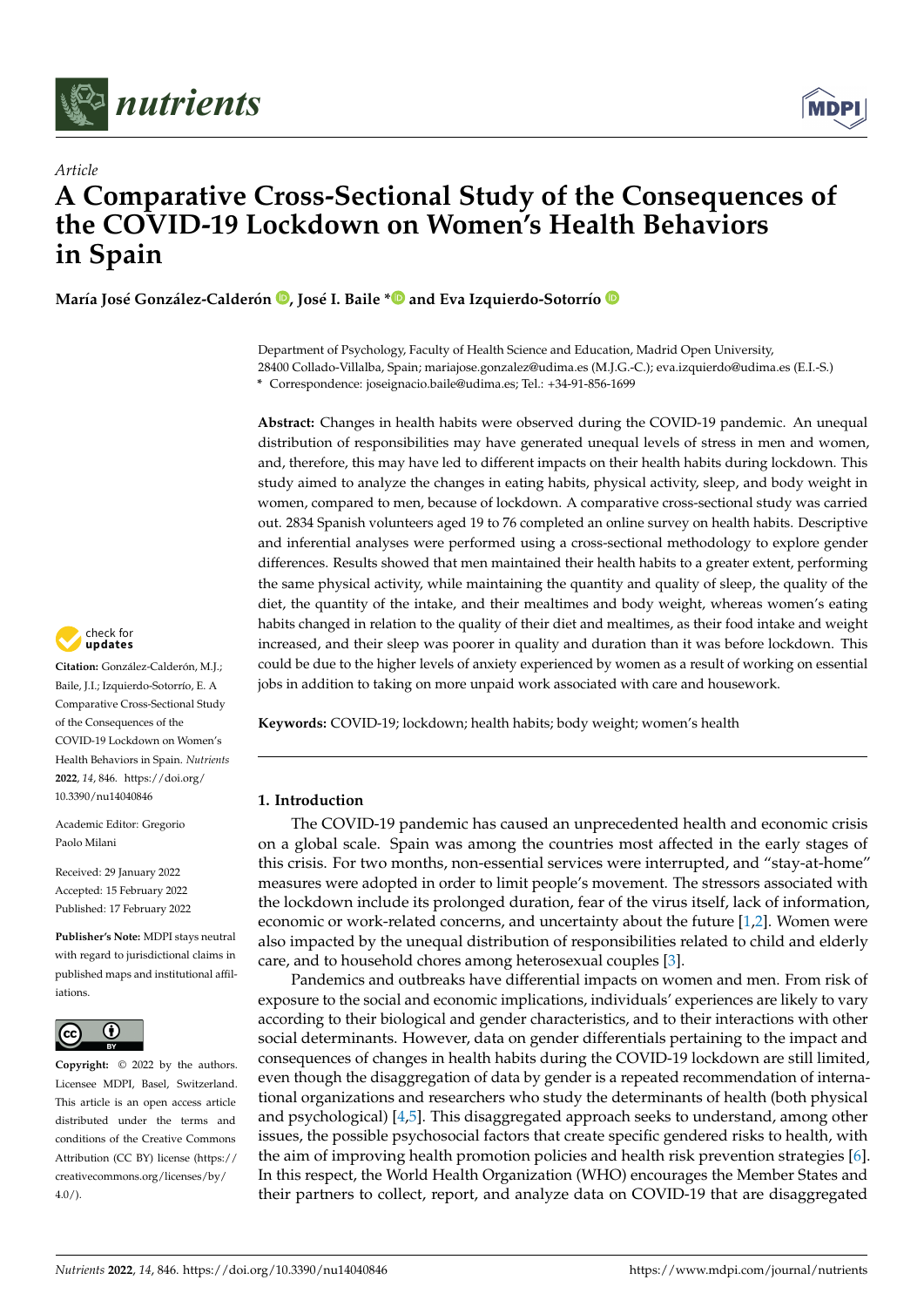*Article*

# A Comparative Cross-Sectional Study of the Consequences of the COVID-19 Lockdown on Women's Health Behaviors in Spain

**María José González-Calderón , José I. Baile * and Eva Izquierdo-Sotorrío**

Department of Psychology, Faculty of Health Science and Education, Madrid Open University, 28400 Collado-Villalba, Spain; mariajose.gonzalez@udima.es (M.J.G.-C.); eva.izquierdo@udima.es (E.I.-S.)
* Correspondence: joseignacio.baile@udima.es; Tel.: +34-91-856-1699

**Abstract:** Changes in health habits were observed during the COVID-19 pandemic. An unequal distribution of responsibilities may have generated unequal levels of stress in men and women, and, therefore, this may have led to different impacts on their health habits during lockdown. This study aimed to analyze the changes in eating habits, physical activity, sleep, and body weight in women, compared to men, because of lockdown. A comparative cross-sectional study was carried out. 2834 Spanish volunteers aged 19 to 76 completed an online survey on health habits. Descriptive and inferential analyses were performed using a cross-sectional methodology to explore gender differences. Results showed that men maintained their health habits to a greater extent, performing the same physical activity, while maintaining the quantity and quality of sleep, the quality of the diet, the quantity of the intake, and their mealtimes and body weight, whereas women's eating habits changed in relation to the quality of their diet and mealtimes, as their food intake and weight increased, and their sleep was poorer in quality and duration than it was before lockdown. This could be due to the higher levels of anxiety experienced by women as a result of working on essential jobs in addition to taking on more unpaid work associated with care and housework.

**Keywords:** COVID-19; lockdown; health habits; body weight; women's health

**Citation:** González-Calderón, M.J.; Baile, J.I.; Izquierdo-Sotorrío, E. A Comparative Cross-Sectional Study of the Consequences of the COVID-19 Lockdown on Women's Health Behaviors in Spain. *Nutrients* **2022**, *14*, 846. https://doi.org/10.3390/nu14040846

Academic Editor: Gregorio Paolo Milani

Received: 29 January 2022
Accepted: 15 February 2022
Published: 17 February 2022

**Publisher's Note:** MDPI stays neutral with regard to jurisdictional claims in published maps and institutional affiliations.

**Copyright:** © 2022 by the authors. Licensee MDPI, Basel, Switzerland. This article is an open access article distributed under the terms and conditions of the Creative Commons Attribution (CC BY) license (https://creativecommons.org/licenses/by/4.0/).

## 1. Introduction

The COVID-19 pandemic has caused an unprecedented health and economic crisis on a global scale. Spain was among the countries most affected in the early stages of this crisis. For two months, non-essential services were interrupted, and "stay-at-home" measures were adopted in order to limit people's movement. The stressors associated with the lockdown include its prolonged duration, fear of the virus itself, lack of information, economic or work-related concerns, and uncertainty about the future [1,2]. Women were also impacted by the unequal distribution of responsibilities related to child and elderly care, and to household chores among heterosexual couples [3].

Pandemics and outbreaks have differential impacts on women and men. From risk of exposure to the social and economic implications, individuals' experiences are likely to vary according to their biological and gender characteristics, and to their interactions with other social determinants. However, data on gender differentials pertaining to the impact and consequences of changes in health habits during the COVID-19 lockdown are still limited, even though the disaggregation of data by gender is a repeated recommendation of international organizations and researchers who study the determinants of health (both physical and psychological) [4,5]. This disaggregated approach seeks to understand, among other issues, the possible psychosocial factors that create specific gendered risks to health, with the aim of improving health promotion policies and health risk prevention strategies [6]. In this respect, the World Health Organization (WHO) encourages the Member States and their partners to collect, report, and analyze data on COVID-19 that are disaggregated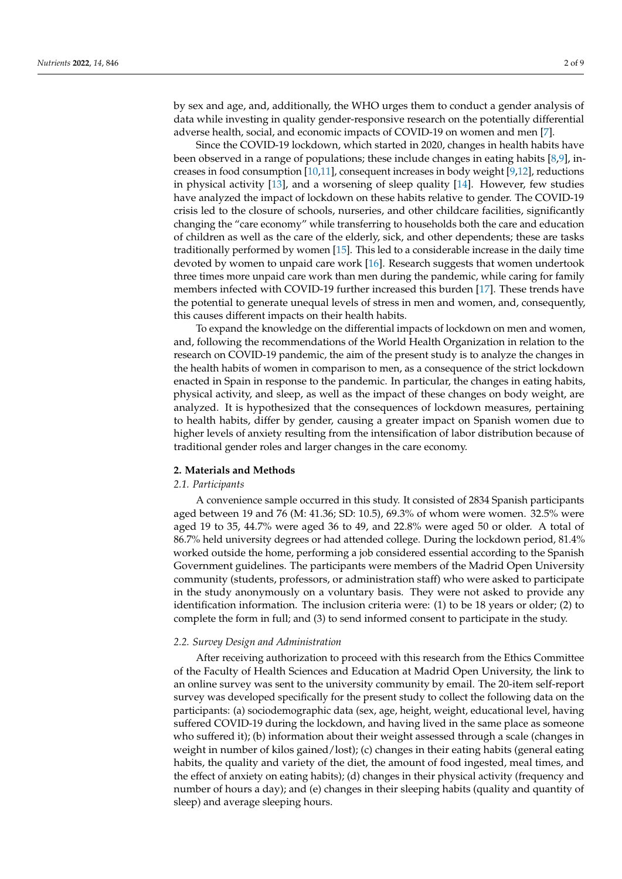by sex and age, and, additionally, the WHO urges them to conduct a gender analysis of data while investing in quality gender-responsive research on the potentially differential adverse health, social, and economic impacts of COVID-19 on women and men [7].

Since the COVID-19 lockdown, which started in 2020, changes in health habits have been observed in a range of populations; these include changes in eating habits [8,9], increases in food consumption [10,11], consequent increases in body weight [9,12], reductions in physical activity [13], and a worsening of sleep quality [14]. However, few studies have analyzed the impact of lockdown on these habits relative to gender. The COVID-19 crisis led to the closure of schools, nurseries, and other childcare facilities, significantly changing the "care economy" while transferring to households both the care and education of children as well as the care of the elderly, sick, and other dependents; these are tasks traditionally performed by women [15]. This led to a considerable increase in the daily time devoted by women to unpaid care work [16]. Research suggests that women undertook three times more unpaid care work than men during the pandemic, while caring for family members infected with COVID-19 further increased this burden [17]. These trends have the potential to generate unequal levels of stress in men and women, and, consequently, this causes different impacts on their health habits.

To expand the knowledge on the differential impacts of lockdown on men and women, and, following the recommendations of the World Health Organization in relation to the research on COVID-19 pandemic, the aim of the present study is to analyze the changes in the health habits of women in comparison to men, as a consequence of the strict lockdown enacted in Spain in response to the pandemic. In particular, the changes in eating habits, physical activity, and sleep, as well as the impact of these changes on body weight, are analyzed. It is hypothesized that the consequences of lockdown measures, pertaining to health habits, differ by gender, causing a greater impact on Spanish women due to higher levels of anxiety resulting from the intensification of labor distribution because of traditional gender roles and larger changes in the care economy.

## 2. Materials and Methods

### *2.1. Participants*

A convenience sample occurred in this study. It consisted of 2834 Spanish participants aged between 19 and 76 (M: 41.36; SD: 10.5), 69.3% of whom were women. 32.5% were aged 19 to 35, 44.7% were aged 36 to 49, and 22.8% were aged 50 or older. A total of 86.7% held university degrees or had attended college. During the lockdown period, 81.4% worked outside the home, performing a job considered essential according to the Spanish Government guidelines. The participants were members of the Madrid Open University community (students, professors, or administration staff) who were asked to participate in the study anonymously on a voluntary basis. They were not asked to provide any identification information. The inclusion criteria were: (1) to be 18 years or older; (2) to complete the form in full; and (3) to send informed consent to participate in the study.

### *2.2. Survey Design and Administration*

After receiving authorization to proceed with this research from the Ethics Committee of the Faculty of Health Sciences and Education at Madrid Open University, the link to an online survey was sent to the university community by email. The 20-item self-report survey was developed specifically for the present study to collect the following data on the participants: (a) sociodemographic data (sex, age, height, weight, educational level, having suffered COVID-19 during the lockdown, and having lived in the same place as someone who suffered it); (b) information about their weight assessed through a scale (changes in weight in number of kilos gained/lost); (c) changes in their eating habits (general eating habits, the quality and variety of the diet, the amount of food ingested, meal times, and the effect of anxiety on eating habits); (d) changes in their physical activity (frequency and number of hours a day); and (e) changes in their sleeping habits (quality and quantity of sleep) and average sleeping hours.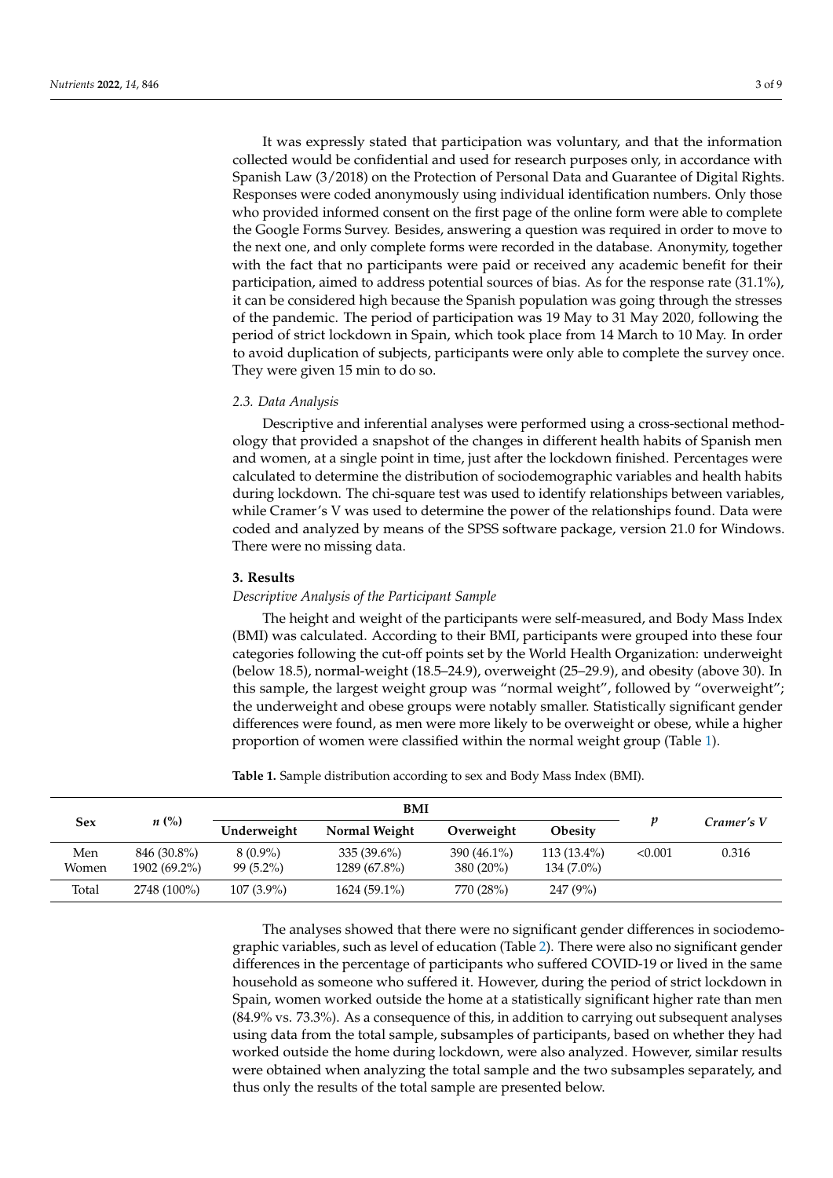It was expressly stated that participation was voluntary, and that the information collected would be confidential and used for research purposes only, in accordance with Spanish Law (3/2018) on the Protection of Personal Data and Guarantee of Digital Rights. Responses were coded anonymously using individual identification numbers. Only those who provided informed consent on the first page of the online form were able to complete the Google Forms Survey. Besides, answering a question was required in order to move to the next one, and only complete forms were recorded in the database. Anonymity, together with the fact that no participants were paid or received any academic benefit for their participation, aimed to address potential sources of bias. As for the response rate (31.1%), it can be considered high because the Spanish population was going through the stresses of the pandemic. The period of participation was 19 May to 31 May 2020, following the period of strict lockdown in Spain, which took place from 14 March to 10 May. In order to avoid duplication of subjects, participants were only able to complete the survey once. They were given 15 min to do so.

### *2.3. Data Analysis*

Descriptive and inferential analyses were performed using a cross-sectional methodology that provided a snapshot of the changes in different health habits of Spanish men and women, at a single point in time, just after the lockdown finished. Percentages were calculated to determine the distribution of sociodemographic variables and health habits during lockdown. The chi-square test was used to identify relationships between variables, while Cramer's V was used to determine the power of the relationships found. Data were coded and analyzed by means of the SPSS software package, version 21.0 for Windows. There were no missing data.

## **3. Results**

### *Descriptive Analysis of the Participant Sample*

The height and weight of the participants were self-measured, and Body Mass Index (BMI) was calculated. According to their BMI, participants were grouped into these four categories following the cut-off points set by the World Health Organization: underweight (below 18.5), normal-weight (18.5–24.9), overweight (25–29.9), and obesity (above 30). In this sample, the largest weight group was "normal weight", followed by "overweight"; the underweight and obese groups were notably smaller. Statistically significant gender differences were found, as men were more likely to be overweight or obese, while a higher proportion of women were classified within the normal weight group (Table 1).

**Table 1.** Sample distribution according to sex and Body Mass Index (BMI).

| Sex | *n* (%) | BMI | | | | *p* | *Cramer's V* |
|---|---|---|---|---|---|---|---|
| | | Underweight | Normal Weight | Overweight | Obesity | | |
| Men | 846 (30.8%) | 8 (0.9%) | 335 (39.6%) | 390 (46.1%) | 113 (13.4%) | <0.001 | 0.316 |
| Women | 1902 (69.2%) | 99 (5.2%) | 1289 (67.8%) | 380 (20%) | 134 (7.0%) | | |
| Total | 2748 (100%) | 107 (3.9%) | 1624 (59.1%) | 770 (28%) | 247 (9%) | | |

The analyses showed that there were no significant gender differences in sociodemographic variables, such as level of education (Table 2). There were also no significant gender differences in the percentage of participants who suffered COVID-19 or lived in the same household as someone who suffered it. However, during the period of strict lockdown in Spain, women worked outside the home at a statistically significant higher rate than men (84.9% vs. 73.3%). As a consequence of this, in addition to carrying out subsequent analyses using data from the total sample, subsamples of participants, based on whether they had worked outside the home during lockdown, were also analyzed. However, similar results were obtained when analyzing the total sample and the two subsamples separately, and thus only the results of the total sample are presented below.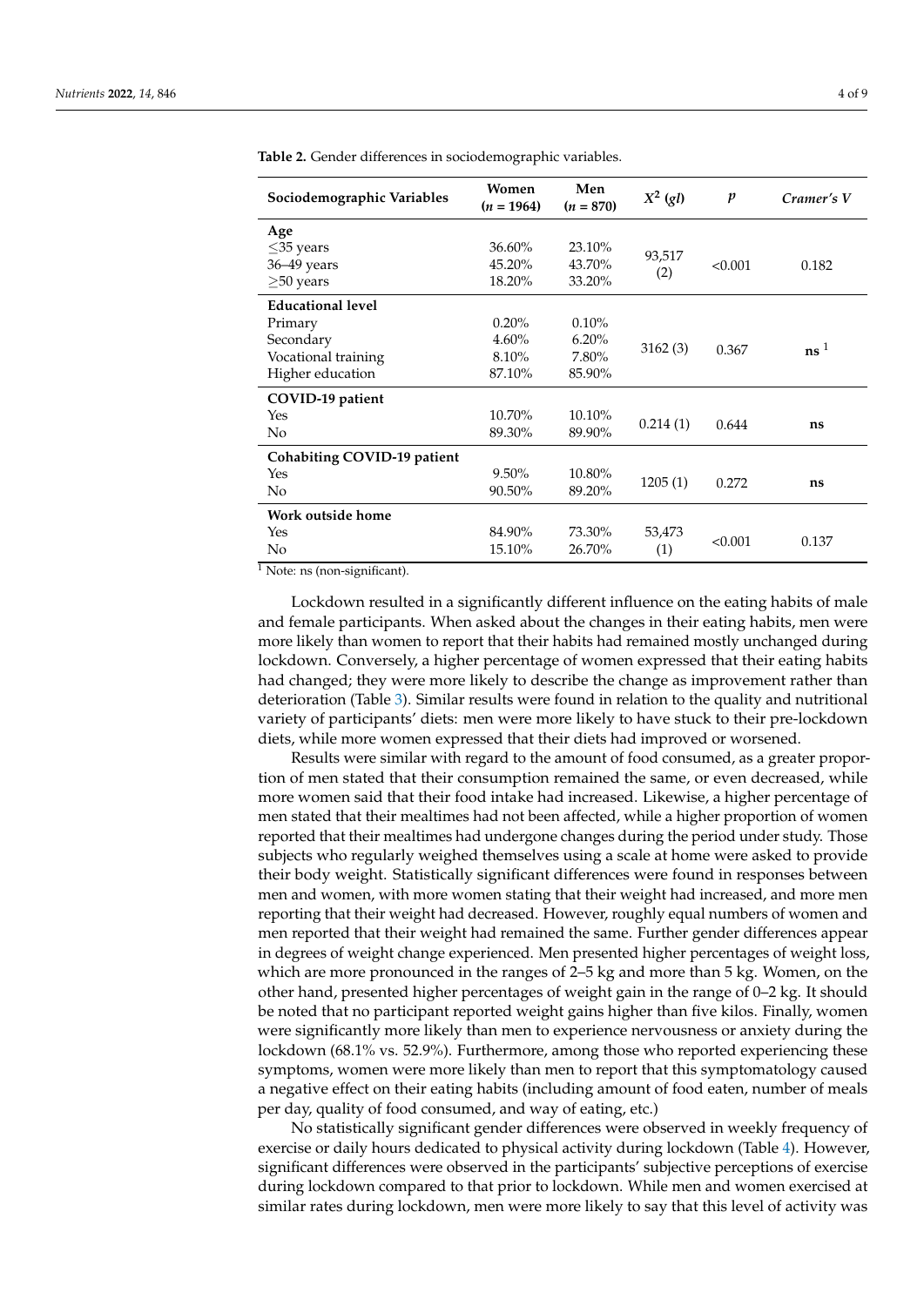**Table 2.** Gender differences in sociodemographic variables.

| Sociodemographic Variables | Women ($n$ = 1964) | Men ($n$ = 870) | $X^2$ ($gl$) | $p$ | *Cramer's V* |
|---|---|---|---|---|---|
| **Age** | | | | | |
| ≤35 years | 36.60% | 23.10% | 93,517 (2) | <0.001 | 0.182 |
| 36–49 years | 45.20% | 43.70% | | | |
| ≥50 years | 18.20% | 33.20% | | | |
| **Educational level** | | | | | |
| Primary | 0.20% | 0.10% | 3162 (3) | 0.367 | **ns** [1] |
| Secondary | 4.60% | 6.20% | | | |
| Vocational training | 8.10% | 7.80% | | | |
| Higher education | 87.10% | 85.90% | | | |
| **COVID-19 patient** | | | | | |
| Yes | 10.70% | 10.10% | 0.214 (1) | 0.644 | **ns** |
| No | 89.30% | 89.90% | | | |
| **Cohabiting COVID-19 patient** | | | | | |
| Yes | 9.50% | 10.80% | 1205 (1) | 0.272 | **ns** |
| No | 90.50% | 89.20% | | | |
| **Work outside home** | | | | | |
| Yes | 84.90% | 73.30% | 53,473 (1) | <0.001 | 0.137 |
| No | 15.10% | 26.70% | | | |

[1] Note: ns (non-significant).

Lockdown resulted in a significantly different influence on the eating habits of male and female participants. When asked about the changes in their eating habits, men were more likely than women to report that their habits had remained mostly unchanged during lockdown. Conversely, a higher percentage of women expressed that their eating habits had changed; they were more likely to describe the change as improvement rather than deterioration (Table 3). Similar results were found in relation to the quality and nutritional variety of participants' diets: men were more likely to have stuck to their pre-lockdown diets, while more women expressed that their diets had improved or worsened.

Results were similar with regard to the amount of food consumed, as a greater proportion of men stated that their consumption remained the same, or even decreased, while more women said that their food intake had increased. Likewise, a higher percentage of men stated that their mealtimes had not been affected, while a higher proportion of women reported that their mealtimes had undergone changes during the period under study. Those subjects who regularly weighed themselves using a scale at home were asked to provide their body weight. Statistically significant differences were found in responses between men and women, with more women stating that their weight had increased, and more men reporting that their weight had decreased. However, roughly equal numbers of women and men reported that their weight had remained the same. Further gender differences appear in degrees of weight change experienced. Men presented higher percentages of weight loss, which are more pronounced in the ranges of 2–5 kg and more than 5 kg. Women, on the other hand, presented higher percentages of weight gain in the range of 0–2 kg. It should be noted that no participant reported weight gains higher than five kilos. Finally, women were significantly more likely than men to experience nervousness or anxiety during the lockdown (68.1% vs. 52.9%). Furthermore, among those who reported experiencing these symptoms, women were more likely than men to report that this symptomatology caused a negative effect on their eating habits (including amount of food eaten, number of meals per day, quality of food consumed, and way of eating, etc.)

No statistically significant gender differences were observed in weekly frequency of exercise or daily hours dedicated to physical activity during lockdown (Table 4). However, significant differences were observed in the participants' subjective perceptions of exercise during lockdown compared to that prior to lockdown. While men and women exercised at similar rates during lockdown, men were more likely to say that this level of activity was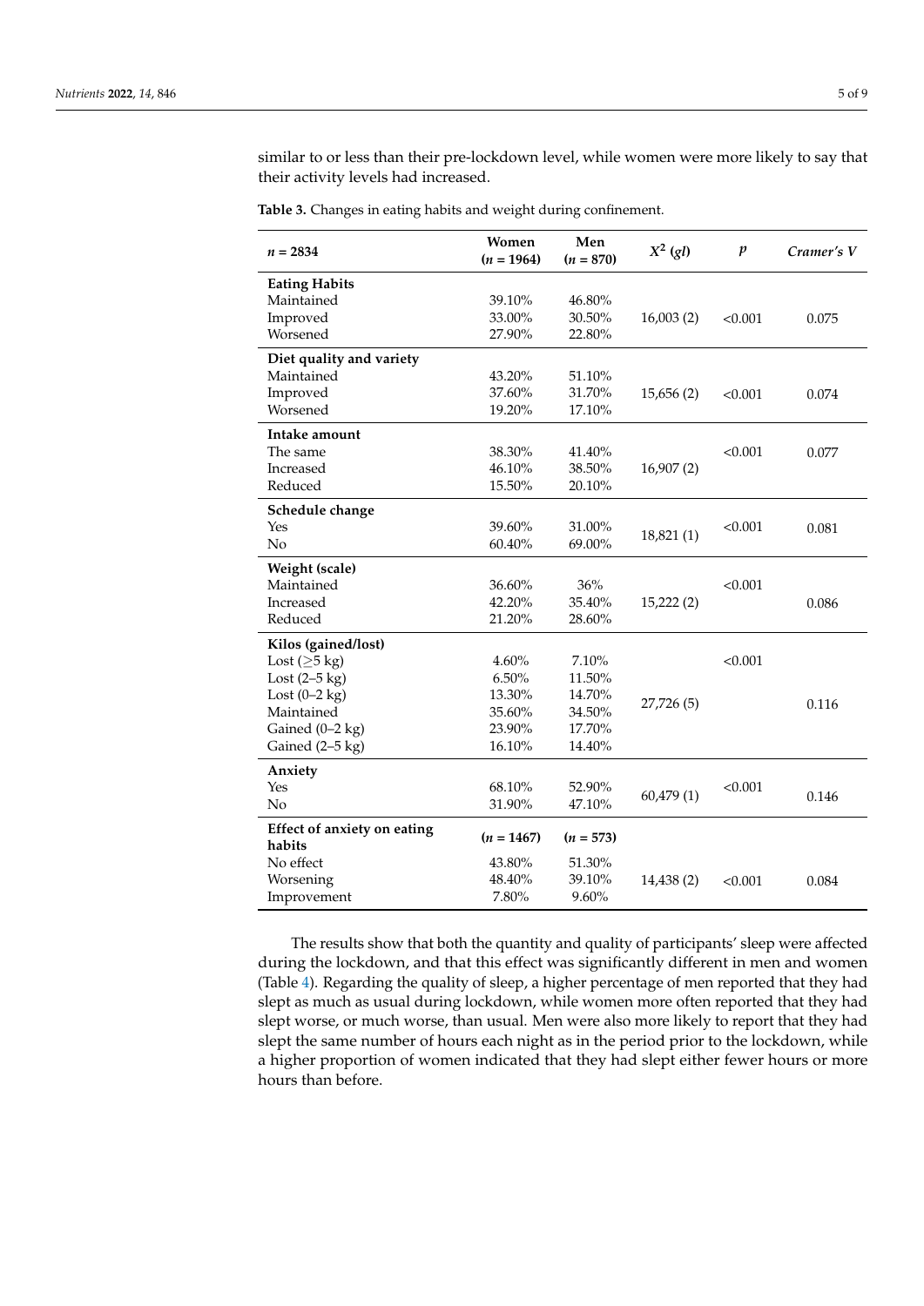similar to or less than their pre-lockdown level, while women were more likely to say that their activity levels had increased.

**Table 3.** Changes in eating habits and weight during confinement.

| $n$ = 2834 | Women ($n$ = 1964) | Men ($n$ = 870) | $X^2$ (gl) | $p$ | Cramer's V |
|---|---|---|---|---|---|
| **Eating Habits** | | | | | |
| Maintained | 39.10% | 46.80% | | | |
| Improved | 33.00% | 30.50% | 16,003 (2) | <0.001 | 0.075 |
| Worsened | 27.90% | 22.80% | | | |
| **Diet quality and variety** | | | | | |
| Maintained | 43.20% | 51.10% | | | |
| Improved | 37.60% | 31.70% | 15,656 (2) | <0.001 | 0.074 |
| Worsened | 19.20% | 17.10% | | | |
| **Intake amount** | | | | | |
| The same | 38.30% | 41.40% | | <0.001 | 0.077 |
| Increased | 46.10% | 38.50% | 16,907 (2) | | |
| Reduced | 15.50% | 20.10% | | | |
| **Schedule change** | | | | | |
| Yes | 39.60% | 31.00% | 18,821 (1) | <0.001 | 0.081 |
| No | 60.40% | 69.00% | | | |
| **Weight (scale)** | | | | | |
| Maintained | 36.60% | 36% | | <0.001 | |
| Increased | 42.20% | 35.40% | 15,222 (2) | | 0.086 |
| Reduced | 21.20% | 28.60% | | | |
| **Kilos (gained/lost)** | | | | | |
| Lost (≥5 kg) | 4.60% | 7.10% | | <0.001 | |
| Lost (2–5 kg) | 6.50% | 11.50% | | | |
| Lost (0–2 kg) | 13.30% | 14.70% | 27,726 (5) | | 0.116 |
| Maintained | 35.60% | 34.50% | | | |
| Gained (0–2 kg) | 23.90% | 17.70% | | | |
| Gained (2–5 kg) | 16.10% | 14.40% | | | |
| **Anxiety** | | | | | |
| Yes | 68.10% | 52.90% | 60,479 (1) | <0.001 | 0.146 |
| No | 31.90% | 47.10% | | | |
| **Effect of anxiety on eating habits** | ($n$ = 1467) | ($n$ = 573) | | | |
| No effect | 43.80% | 51.30% | | | |
| Worsening | 48.40% | 39.10% | 14,438 (2) | <0.001 | 0.084 |
| Improvement | 7.80% | 9.60% | | | |

The results show that both the quantity and quality of participants' sleep were affected during the lockdown, and that this effect was significantly different in men and women (Table 4). Regarding the quality of sleep, a higher percentage of men reported that they had slept as much as usual during lockdown, while women more often reported that they had slept worse, or much worse, than usual. Men were also more likely to report that they had slept the same number of hours each night as in the period prior to the lockdown, while a higher proportion of women indicated that they had slept either fewer hours or more hours than before.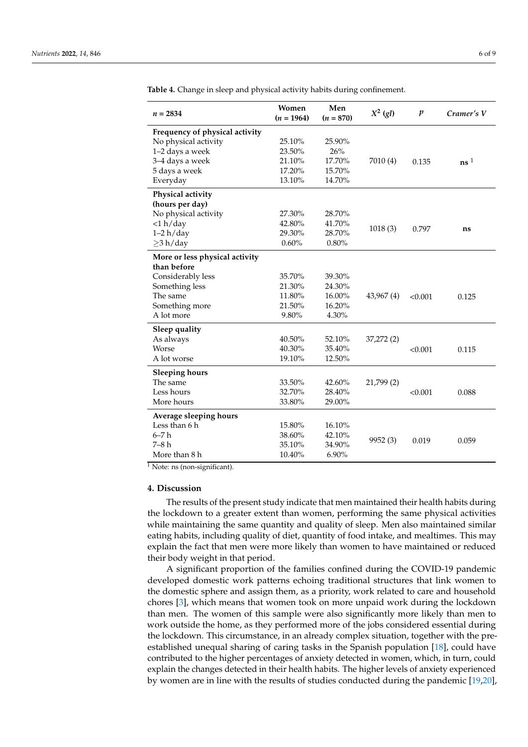**Table 4.** Change in sleep and physical activity habits during confinement.

| $n$ = 2834 | Women ($n$ = 1964) | Men ($n$ = 870) | $X^2$ ($gl$) | $p$ | *Cramer's V* |
|---|---|---|---|---|---|
| **Frequency of physical activity** | | | | | |
| No physical activity | 25.10% | 25.90% | | | |
| 1–2 days a week | 23.50% | 26% | | | |
| 3–4 days a week | 21.10% | 17.70% | 7010 (4) | 0.135 | **ns** [1] |
| 5 days a week | 17.20% | 15.70% | | | |
| Everyday | 13.10% | 14.70% | | | |
| **Physical activity (hours per day)** | | | | | |
| No physical activity | 27.30% | 28.70% | | | |
| <1 h/day | 42.80% | 41.70% | 1018 (3) | 0.797 | **ns** |
| 1–2 h/day | 29.30% | 28.70% | | | |
| ≥3 h/day | 0.60% | 0.80% | | | |
| **More or less physical activity than before** | | | | | |
| Considerably less | 35.70% | 39.30% | | | |
| Something less | 21.30% | 24.30% | | | |
| The same | 11.80% | 16.00% | 43,967 (4) | <0.001 | 0.125 |
| Something more | 21.50% | 16.20% | | | |
| A lot more | 9.80% | 4.30% | | | |
| **Sleep quality** | | | | | |
| As always | 40.50% | 52.10% | 37,272 (2) | | |
| Worse | 40.30% | 35.40% | | <0.001 | 0.115 |
| A lot worse | 19.10% | 12.50% | | | |
| **Sleeping hours** | | | | | |
| The same | 33.50% | 42.60% | 21,799 (2) | | |
| Less hours | 32.70% | 28.40% | | <0.001 | 0.088 |
| More hours | 33.80% | 29.00% | | | |
| **Average sleeping hours** | | | | | |
| Less than 6 h | 15.80% | 16.10% | | | |
| 6–7 h | 38.60% | 42.10% | 9952 (3) | 0.019 | 0.059 |
| 7–8 h | 35.10% | 34.90% | | | |
| More than 8 h | 10.40% | 6.90% | | | |

[1] Note: ns (non-significant).

## 4. Discussion

The results of the present study indicate that men maintained their health habits during the lockdown to a greater extent than women, performing the same physical activities while maintaining the same quantity and quality of sleep. Men also maintained similar eating habits, including quality of diet, quantity of food intake, and mealtimes. This may explain the fact that men were more likely than women to have maintained or reduced their body weight in that period.

A significant proportion of the families confined during the COVID-19 pandemic developed domestic work patterns echoing traditional structures that link women to the domestic sphere and assign them, as a priority, work related to care and household chores [3], which means that women took on more unpaid work during the lockdown than men. The women of this sample were also significantly more likely than men to work outside the home, as they performed more of the jobs considered essential during the lockdown. This circumstance, in an already complex situation, together with the pre-established unequal sharing of caring tasks in the Spanish population [18], could have contributed to the higher percentages of anxiety detected in women, which, in turn, could explain the changes detected in their health habits. The higher levels of anxiety experienced by women are in line with the results of studies conducted during the pandemic [19,20],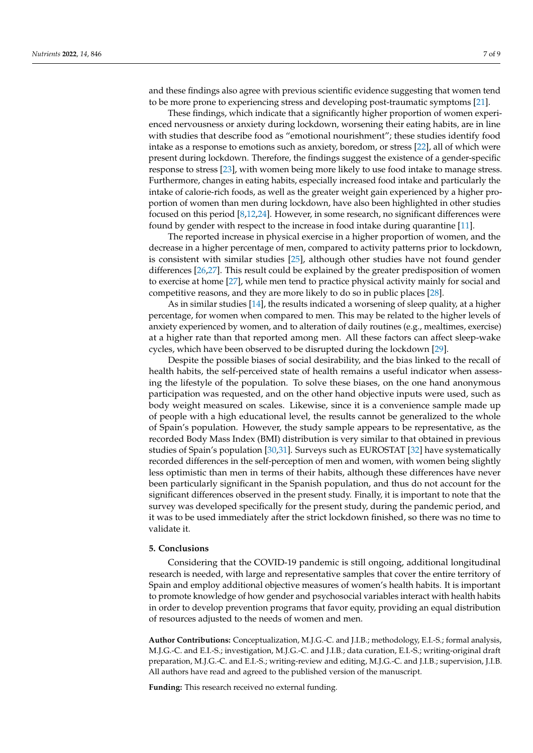and these findings also agree with previous scientific evidence suggesting that women tend to be more prone to experiencing stress and developing post-traumatic symptoms [21].

These findings, which indicate that a significantly higher proportion of women experienced nervousness or anxiety during lockdown, worsening their eating habits, are in line with studies that describe food as "emotional nourishment"; these studies identify food intake as a response to emotions such as anxiety, boredom, or stress [22], all of which were present during lockdown. Therefore, the findings suggest the existence of a gender-specific response to stress [23], with women being more likely to use food intake to manage stress. Furthermore, changes in eating habits, especially increased food intake and particularly the intake of calorie-rich foods, as well as the greater weight gain experienced by a higher proportion of women than men during lockdown, have also been highlighted in other studies focused on this period [8,12,24]. However, in some research, no significant differences were found by gender with respect to the increase in food intake during quarantine [11].

The reported increase in physical exercise in a higher proportion of women, and the decrease in a higher percentage of men, compared to activity patterns prior to lockdown, is consistent with similar studies [25], although other studies have not found gender differences [26,27]. This result could be explained by the greater predisposition of women to exercise at home [27], while men tend to practice physical activity mainly for social and competitive reasons, and they are more likely to do so in public places [28].

As in similar studies [14], the results indicated a worsening of sleep quality, at a higher percentage, for women when compared to men. This may be related to the higher levels of anxiety experienced by women, and to alteration of daily routines (e.g., mealtimes, exercise) at a higher rate than that reported among men. All these factors can affect sleep-wake cycles, which have been observed to be disrupted during the lockdown [29].

Despite the possible biases of social desirability, and the bias linked to the recall of health habits, the self-perceived state of health remains a useful indicator when assessing the lifestyle of the population. To solve these biases, on the one hand anonymous participation was requested, and on the other hand objective inputs were used, such as body weight measured on scales. Likewise, since it is a convenience sample made up of people with a high educational level, the results cannot be generalized to the whole of Spain's population. However, the study sample appears to be representative, as the recorded Body Mass Index (BMI) distribution is very similar to that obtained in previous studies of Spain's population [30,31]. Surveys such as EUROSTAT [32] have systematically recorded differences in the self-perception of men and women, with women being slightly less optimistic than men in terms of their habits, although these differences have never been particularly significant in the Spanish population, and thus do not account for the significant differences observed in the present study. Finally, it is important to note that the survey was developed specifically for the present study, during the pandemic period, and it was to be used immediately after the strict lockdown finished, so there was no time to validate it.

## 5. Conclusions

Considering that the COVID-19 pandemic is still ongoing, additional longitudinal research is needed, with large and representative samples that cover the entire territory of Spain and employ additional objective measures of women's health habits. It is important to promote knowledge of how gender and psychosocial variables interact with health habits in order to develop prevention programs that favor equity, providing an equal distribution of resources adjusted to the needs of women and men.

**Author Contributions:** Conceptualization, M.J.G.-C. and J.I.B.; methodology, E.I.-S.; formal analysis, M.J.G.-C. and E.I.-S.; investigation, M.J.G.-C. and J.I.B.; data curation, E.I.-S.; writing-original draft preparation, M.J.G.-C. and E.I.-S.; writing-review and editing, M.J.G.-C. and J.I.B.; supervision, J.I.B. All authors have read and agreed to the published version of the manuscript.

**Funding:** This research received no external funding.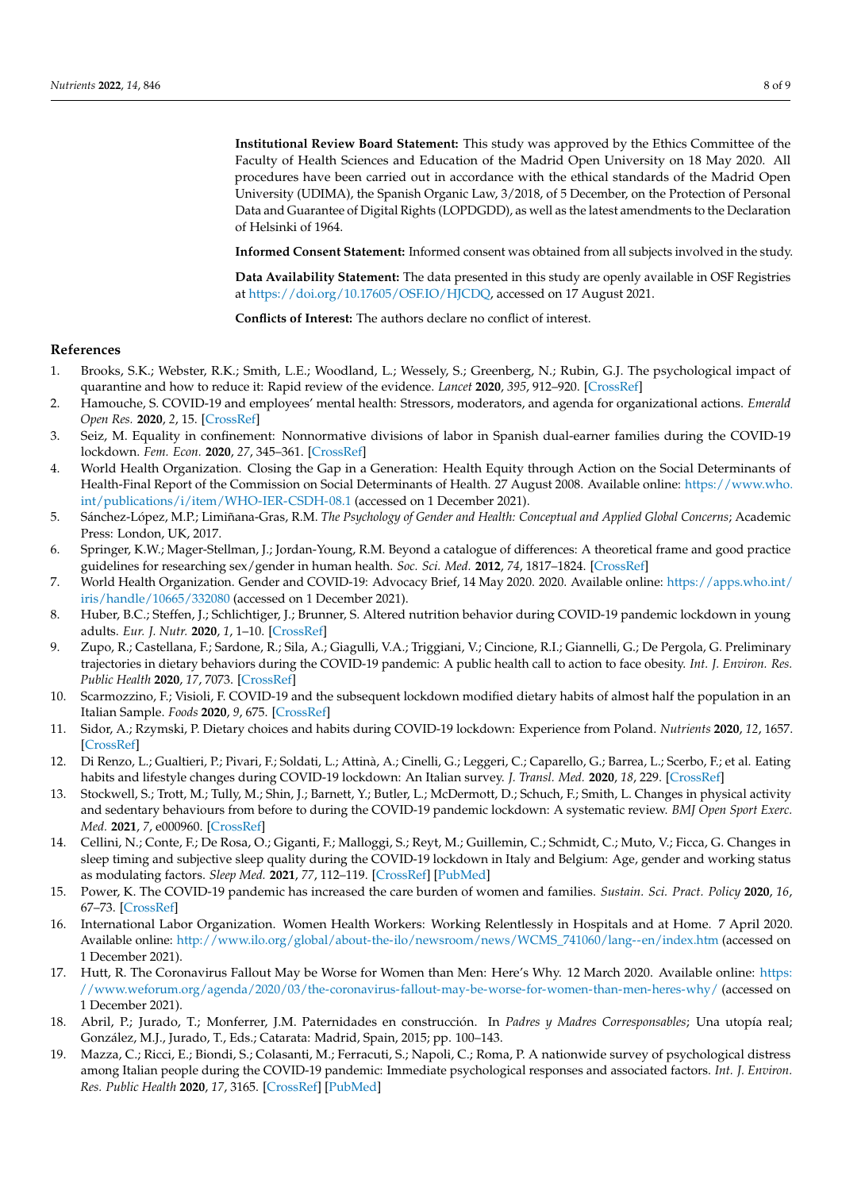**Institutional Review Board Statement:** This study was approved by the Ethics Committee of the Faculty of Health Sciences and Education of the Madrid Open University on 18 May 2020. All procedures have been carried out in accordance with the ethical standards of the Madrid Open University (UDIMA), the Spanish Organic Law, 3/2018, of 5 December, on the Protection of Personal Data and Guarantee of Digital Rights (LOPDGDD), as well as the latest amendments to the Declaration of Helsinki of 1964.

**Informed Consent Statement:** Informed consent was obtained from all subjects involved in the study.

**Data Availability Statement:** The data presented in this study are openly available in OSF Registries at https://doi.org/10.17605/OSF.IO/HJCDQ, accessed on 17 August 2021.

**Conflicts of Interest:** The authors declare no conflict of interest.

## References

1. Brooks, S.K.; Webster, R.K.; Smith, L.E.; Woodland, L.; Wessely, S.; Greenberg, N.; Rubin, G.J. The psychological impact of quarantine and how to reduce it: Rapid review of the evidence. *Lancet* **2020**, *395*, 912–920. [CrossRef]
2. Hamouche, S. COVID-19 and employees' mental health: Stressors, moderators, and agenda for organizational actions. *Emerald Open Res.* **2020**, *2*, 15. [CrossRef]
3. Seiz, M. Equality in confinement: Nonnormative divisions of labor in Spanish dual-earner families during the COVID-19 lockdown. *Fem. Econ.* **2020**, *27*, 345–361. [CrossRef]
4. World Health Organization. Closing the Gap in a Generation: Health Equity through Action on the Social Determinants of Health-Final Report of the Commission on Social Determinants of Health. 27 August 2008. Available online: https://www.who.int/publications/i/item/WHO-IER-CSDH-08.1 (accessed on 1 December 2021).
5. Sánchez-López, M.P.; Limiñana-Gras, R.M. *The Psychology of Gender and Health: Conceptual and Applied Global Concerns*; Academic Press: London, UK, 2017.
6. Springer, K.W.; Mager-Stellman, J.; Jordan-Young, R.M. Beyond a catalogue of differences: A theoretical frame and good practice guidelines for researching sex/gender in human health. *Soc. Sci. Med.* **2012**, *74*, 1817–1824. [CrossRef]
7. World Health Organization. Gender and COVID-19: Advocacy Brief, 14 May 2020. 2020. Available online: https://apps.who.int/iris/handle/10665/332080 (accessed on 1 December 2021).
8. Huber, B.C.; Steffen, J.; Schlichtiger, J.; Brunner, S. Altered nutrition behavior during COVID-19 pandemic lockdown in young adults. *Eur. J. Nutr.* **2020**, *1*, 1–10. [CrossRef]
9. Zupo, R.; Castellana, F.; Sardone, R.; Sila, A.; Giagulli, V.A.; Triggiani, V.; Cincione, R.I.; Giannelli, G.; De Pergola, G. Preliminary trajectories in dietary behaviors during the COVID-19 pandemic: A public health call to action to face obesity. *Int. J. Environ. Res. Public Health* **2020**, *17*, 7073. [CrossRef]
10. Scarmozzino, F.; Visioli, F. COVID-19 and the subsequent lockdown modified dietary habits of almost half the population in an Italian Sample. *Foods* **2020**, *9*, 675. [CrossRef]
11. Sidor, A.; Rzymski, P. Dietary choices and habits during COVID-19 lockdown: Experience from Poland. *Nutrients* **2020**, *12*, 1657. [CrossRef]
12. Di Renzo, L.; Gualtieri, P.; Pivari, F.; Soldati, L.; Attinà, A.; Cinelli, G.; Leggeri, C.; Caparello, G.; Barrea, L.; Scerbo, F.; et al. Eating habits and lifestyle changes during COVID-19 lockdown: An Italian survey. *J. Transl. Med.* **2020**, *18*, 229. [CrossRef]
13. Stockwell, S.; Trott, M.; Tully, M.; Shin, J.; Barnett, Y.; Butler, L.; McDermott, D.; Schuch, F.; Smith, L. Changes in physical activity and sedentary behaviours from before to during the COVID-19 pandemic lockdown: A systematic review. *BMJ Open Sport Exerc. Med.* **2021**, *7*, e000960. [CrossRef]
14. Cellini, N.; Conte, F.; De Rosa, O.; Giganti, F.; Malloggi, S.; Reyt, M.; Guillemin, C.; Schmidt, C.; Muto, V.; Ficca, G. Changes in sleep timing and subjective sleep quality during the COVID-19 lockdown in Italy and Belgium: Age, gender and working status as modulating factors. *Sleep Med.* **2021**, *77*, 112–119. [CrossRef] [PubMed]
15. Power, K. The COVID-19 pandemic has increased the care burden of women and families. *Sustain. Sci. Pract. Policy* **2020**, *16*, 67–73. [CrossRef]
16. International Labor Organization. Women Health Workers: Working Relentlessly in Hospitals and at Home. 7 April 2020. Available online: http://www.ilo.org/global/about-the-ilo/newsroom/news/WCMS_741060/lang--en/index.htm (accessed on 1 December 2021).
17. Hutt, R. The Coronavirus Fallout May be Worse for Women than Men: Here's Why. 12 March 2020. Available online: https://www.weforum.org/agenda/2020/03/the-coronavirus-fallout-may-be-worse-for-women-than-men-heres-why/ (accessed on 1 December 2021).
18. Abril, P.; Jurado, T.; Monferrer, J.M. Paternidades en construcción. In *Padres y Madres Corresponsables*; Una utopía real; González, M.J., Jurado, T., Eds.; Catarata: Madrid, Spain, 2015; pp. 100–143.
19. Mazza, C.; Ricci, E.; Biondi, S.; Colasanti, M.; Ferracuti, S.; Napoli, C.; Roma, P. A nationwide survey of psychological distress among Italian people during the COVID-19 pandemic: Immediate psychological responses and associated factors. *Int. J. Environ. Res. Public Health* **2020**, *17*, 3165. [CrossRef] [PubMed]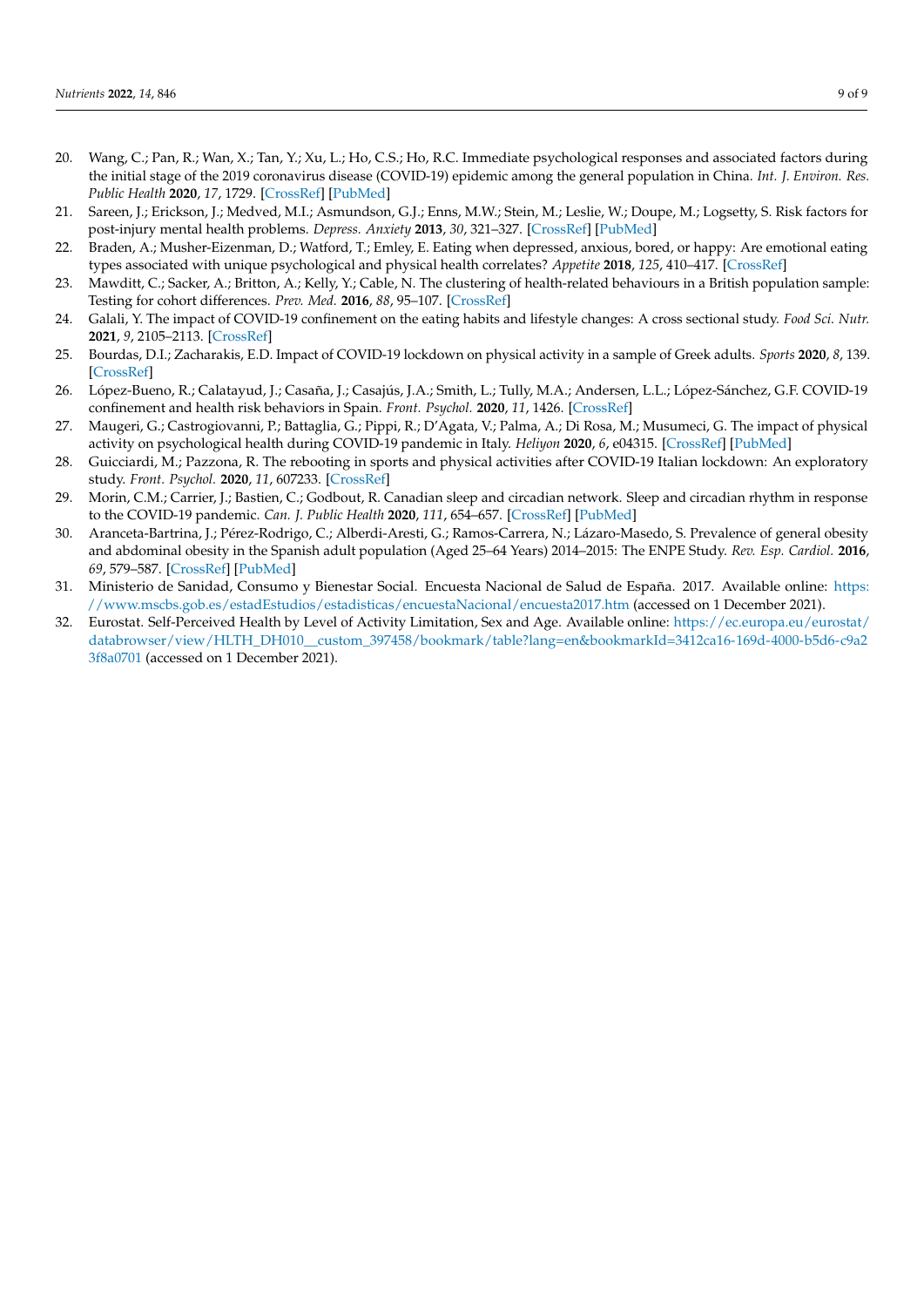20. Wang, C.; Pan, R.; Wan, X.; Tan, Y.; Xu, L.; Ho, C.S.; Ho, R.C. Immediate psychological responses and associated factors during the initial stage of the 2019 coronavirus disease (COVID-19) epidemic among the general population in China. *Int. J. Environ. Res. Public Health* **2020**, *17*, 1729. [CrossRef] [PubMed]
21. Sareen, J.; Erickson, J.; Medved, M.I.; Asmundson, G.J.; Enns, M.W.; Stein, M.; Leslie, W.; Doupe, M.; Logsetty, S. Risk factors for post-injury mental health problems. *Depress. Anxiety* **2013**, *30*, 321–327. [CrossRef] [PubMed]
22. Braden, A.; Musher-Eizenman, D.; Watford, T.; Emley, E. Eating when depressed, anxious, bored, or happy: Are emotional eating types associated with unique psychological and physical health correlates? *Appetite* **2018**, *125*, 410–417. [CrossRef]
23. Mawditt, C.; Sacker, A.; Britton, A.; Kelly, Y.; Cable, N. The clustering of health-related behaviours in a British population sample: Testing for cohort differences. *Prev. Med.* **2016**, *88*, 95–107. [CrossRef]
24. Galali, Y. The impact of COVID-19 confinement on the eating habits and lifestyle changes: A cross sectional study. *Food Sci. Nutr.* **2021**, *9*, 2105–2113. [CrossRef]
25. Bourdas, D.I.; Zacharakis, E.D. Impact of COVID-19 lockdown on physical activity in a sample of Greek adults. *Sports* **2020**, *8*, 139. [CrossRef]
26. López-Bueno, R.; Calatayud, J.; Casaña, J.; Casajús, J.A.; Smith, L.; Tully, M.A.; Andersen, L.L.; López-Sánchez, G.F. COVID-19 confinement and health risk behaviors in Spain. *Front. Psychol.* **2020**, *11*, 1426. [CrossRef]
27. Maugeri, G.; Castrogiovanni, P.; Battaglia, G.; Pippi, R.; D'Agata, V.; Palma, A.; Di Rosa, M.; Musumeci, G. The impact of physical activity on psychological health during COVID-19 pandemic in Italy. *Heliyon* **2020**, *6*, e04315. [CrossRef] [PubMed]
28. Guicciardi, M.; Pazzona, R. The rebooting in sports and physical activities after COVID-19 Italian lockdown: An exploratory study. *Front. Psychol.* **2020**, *11*, 607233. [CrossRef]
29. Morin, C.M.; Carrier, J.; Bastien, C.; Godbout, R. Canadian sleep and circadian network. Sleep and circadian rhythm in response to the COVID-19 pandemic. *Can. J. Public Health* **2020**, *111*, 654–657. [CrossRef] [PubMed]
30. Aranceta-Bartrina, J.; Pérez-Rodrigo, C.; Alberdi-Aresti, G.; Ramos-Carrera, N.; Lázaro-Masedo, S. Prevalence of general obesity and abdominal obesity in the Spanish adult population (Aged 25–64 Years) 2014–2015: The ENPE Study. *Rev. Esp. Cardiol.* **2016**, *69*, 579–587. [CrossRef] [PubMed]
31. Ministerio de Sanidad, Consumo y Bienestar Social. Encuesta Nacional de Salud de España. 2017. Available online: https://www.mscbs.gob.es/estadEstudios/estadisticas/encuestaNacional/encuesta2017.htm (accessed on 1 December 2021).
32. Eurostat. Self-Perceived Health by Level of Activity Limitation, Sex and Age. Available online: https://ec.europa.eu/eurostat/databrowser/view/HLTH_DH010__custom_397458/bookmark/table?lang=en&bookmarkId=3412ca16-169d-4000-b5d6-c9a23f8a0701 (accessed on 1 December 2021).